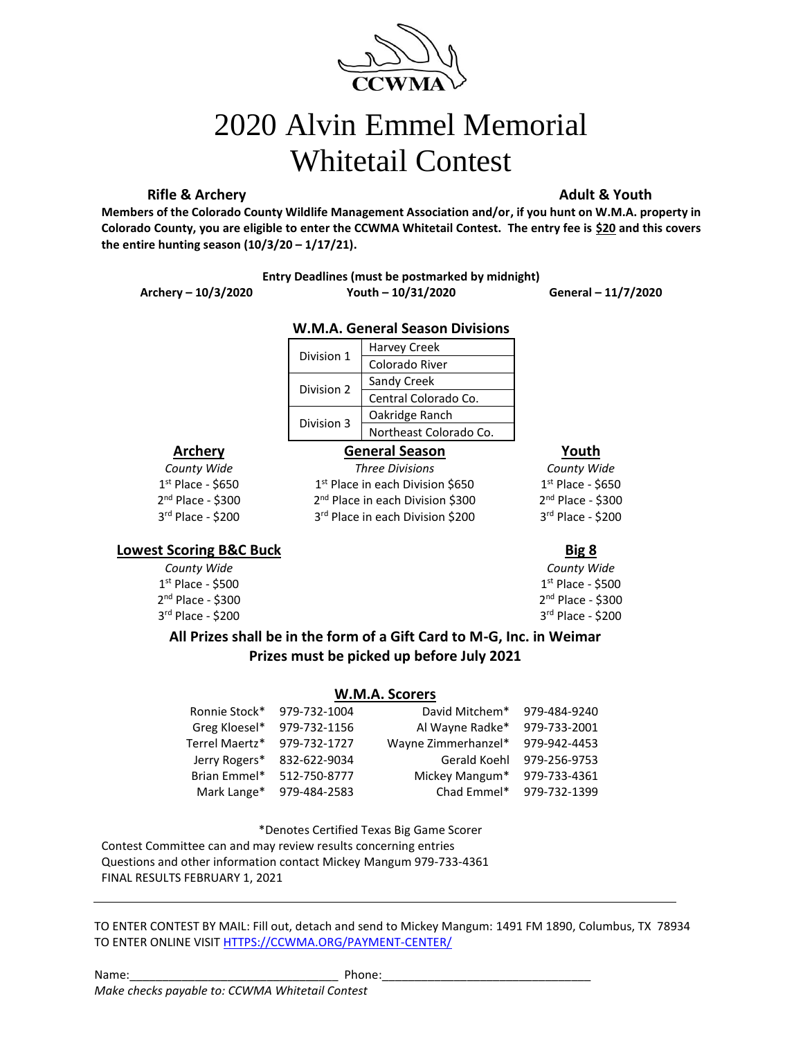CCWMA

# 2020 Alvin Emmel Memorial Whitetail Contest

**Rifle & Archery** **Adult & Youth**

**Members of the Colorado County Wildlife Management Association and/or, if you hunt on W.M.A. property in Colorado County, you are eligible to enter the CCWMA Whitetail Contest. The entry fee is $20 and this covers the entire hunting season (10/3/20 – 1/17/21).**

**Entry Deadlines (must be postmarked by midnight)**

**Archery – 10/3/2020** **Youth – 10/31/2020** **General – 11/7/2020**

### W.M.A. General Season Divisions

| Division | Area |
|---|---|
| Division 1 | Harvey Creek |
| | Colorado River |
| Division 2 | Sandy Creek |
| | Central Colorado Co. |
| Division 3 | Oakridge Ranch |
| | Northeast Colorado Co. |

### Archery

*County Wide*

1st Place - $650
2nd Place - $300
3rd Place - $200

### General Season

*Three Divisions*

1st Place in each Division $650
2nd Place in each Division $300
3rd Place in each Division $200

### Youth

*County Wide*

1st Place - $650
2nd Place - $300
3rd Place - $200

### Lowest Scoring B&C Buck

*County Wide*

1st Place - $500
2nd Place - $300
3rd Place - $200

### Big 8

*County Wide*

1st Place - $500
2nd Place - $300
3rd Place - $200

**All Prizes shall be in the form of a Gift Card to M-G, Inc. in Weimar**
**Prizes must be picked up before July 2021**

### W.M.A. Scorers

| Name | Phone | Name | Phone |
|---|---|---|---|
| Ronnie Stock* | 979-732-1004 | David Mitchem* | 979-484-9240 |
| Greg Kloesel* | 979-732-1156 | Al Wayne Radke* | 979-733-2001 |
| Terrel Maertz* | 979-732-1727 | Wayne Zimmerhanzel* | 979-942-4453 |
| Jerry Rogers* | 832-622-9034 | Gerald Koehl | 979-256-9753 |
| Brian Emmel* | 512-750-8777 | Mickey Mangum* | 979-733-4361 |
| Mark Lange* | 979-484-2583 | Chad Emmel* | 979-732-1399 |

*Denotes Certified Texas Big Game Scorer

Contest Committee can and may review results concerning entries
Questions and other information contact Mickey Mangum 979-733-4361
FINAL RESULTS FEBRUARY 1, 2021

---

TO ENTER CONTEST BY MAIL: Fill out, detach and send to Mickey Mangum: 1491 FM 1890, Columbus, TX 78934
TO ENTER ONLINE VISIT HTTPS://CCWMA.ORG/PAYMENT-CENTER/

Name:________________________________ Phone:________________________________

*Make checks payable to: CCWMA Whitetail Contest*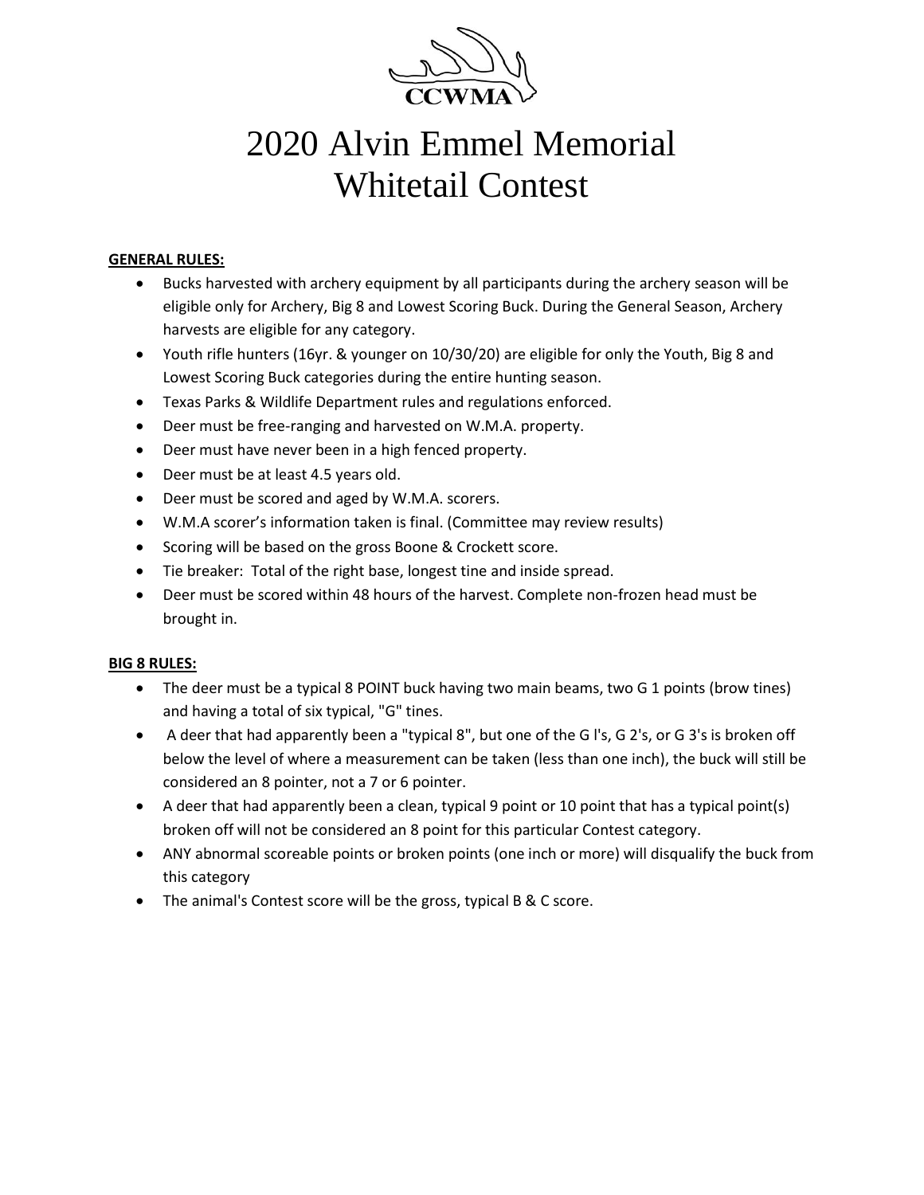CCWMA

# 2020 Alvin Emmel Memorial Whitetail Contest

**GENERAL RULES:**

- Bucks harvested with archery equipment by all participants during the archery season will be eligible only for Archery, Big 8 and Lowest Scoring Buck. During the General Season, Archery harvests are eligible for any category.
- Youth rifle hunters (16yr. & younger on 10/30/20) are eligible for only the Youth, Big 8 and Lowest Scoring Buck categories during the entire hunting season.
- Texas Parks & Wildlife Department rules and regulations enforced.
- Deer must be free-ranging and harvested on W.M.A. property.
- Deer must have never been in a high fenced property.
- Deer must be at least 4.5 years old.
- Deer must be scored and aged by W.M.A. scorers.
- W.M.A scorer's information taken is final. (Committee may review results)
- Scoring will be based on the gross Boone & Crockett score.
- Tie breaker: Total of the right base, longest tine and inside spread.
- Deer must be scored within 48 hours of the harvest. Complete non-frozen head must be brought in.

**BIG 8 RULES:**

- The deer must be a typical 8 POINT buck having two main beams, two G 1 points (brow tines) and having a total of six typical, "G" tines.
- A deer that had apparently been a "typical 8", but one of the G l's, G 2's, or G 3's is broken off below the level of where a measurement can be taken (less than one inch), the buck will still be considered an 8 pointer, not a 7 or 6 pointer.
- A deer that had apparently been a clean, typical 9 point or 10 point that has a typical point(s) broken off will not be considered an 8 point for this particular Contest category.
- ANY abnormal scoreable points or broken points (one inch or more) will disqualify the buck from this category
- The animal's Contest score will be the gross, typical B & C score.